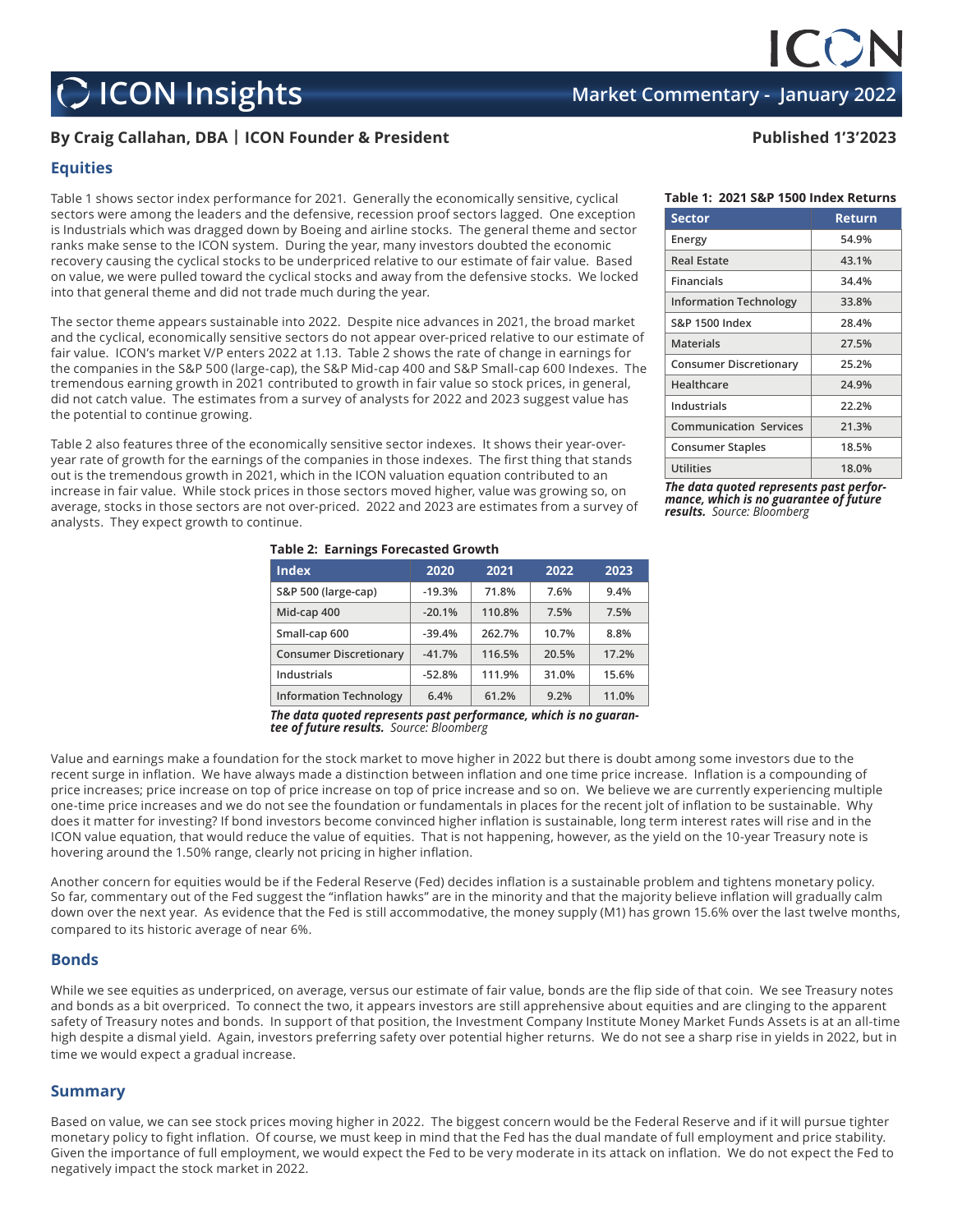# ICON Insights

**Market Commentary - January 2022**

**By Craig Callahan, DBA | ICON Founder & President**

**Published 1'3'2023**

## Equities

Table 1 shows sector index performance for 2021. Generally the economically sensitive, cyclical sectors were among the leaders and the defensive, recession proof sectors lagged. One exception is Industrials which was dragged down by Boeing and airline stocks. The general theme and sector ranks make sense to the ICON system. During the year, many investors doubted the economic recovery causing the cyclical stocks to be underpriced relative to our estimate of fair value. Based on value, we were pulled toward the cyclical stocks and away from the defensive stocks. We locked into that general theme and did not trade much during the year.

**Table 1: 2021 S&P 1500 Index Returns**

| Sector | Return |
|---|---|
| Energy | 54.9% |
| Real Estate | 43.1% |
| Financials | 34.4% |
| Information Technology | 33.8% |
| S&P 1500 Index | 28.4% |
| Materials | 27.5% |
| Consumer Discretionary | 25.2% |
| Healthcare | 24.9% |
| Industrials | 22.2% |
| Communication Services | 21.3% |
| Consumer Staples | 18.5% |
| Utilities | 18.0% |

***The data quoted represents past performance, which is no guarantee of future results.*** *Source: Bloomberg*

The sector theme appears sustainable into 2022. Despite nice advances in 2021, the broad market and the cyclical, economically sensitive sectors do not appear over-priced relative to our estimate of fair value. ICON's market V/P enters 2022 at 1.13. Table 2 shows the rate of change in earnings for the companies in the S&P 500 (large-cap), the S&P Mid-cap 400 and S&P Small-cap 600 Indexes. The tremendous earning growth in 2021 contributed to growth in fair value so stock prices, in general, did not catch value. The estimates from a survey of analysts for 2022 and 2023 suggest value has the potential to continue growing.

Table 2 also features three of the economically sensitive sector indexes. It shows their year-over-year rate of growth for the earnings of the companies in those indexes. The first thing that stands out is the tremendous growth in 2021, which in the ICON valuation equation contributed to an increase in fair value. While stock prices in those sectors moved higher, value was growing so, on average, stocks in those sectors are not over-priced. 2022 and 2023 are estimates from a survey of analysts. They expect growth to continue.

**Table 2: Earnings Forecasted Growth**

| Index | 2020 | 2021 | 2022 | 2023 |
|---|---|---|---|---|
| S&P 500 (large-cap) | -19.3% | 71.8% | 7.6% | 9.4% |
| Mid-cap 400 | -20.1% | 110.8% | 7.5% | 7.5% |
| Small-cap 600 | -39.4% | 262.7% | 10.7% | 8.8% |
| Consumer Discretionary | -41.7% | 116.5% | 20.5% | 17.2% |
| Industrials | -52.8% | 111.9% | 31.0% | 15.6% |
| Information Technology | 6.4% | 61.2% | 9.2% | 11.0% |

***The data quoted represents past performance, which is no guarantee of future results.*** *Source: Bloomberg*

Value and earnings make a foundation for the stock market to move higher in 2022 but there is doubt among some investors due to the recent surge in inflation. We have always made a distinction between inflation and one time price increase. Inflation is a compounding of price increases; price increase on top of price increase on top of price increase and so on. We believe we are currently experiencing multiple one-time price increases and we do not see the foundation or fundamentals in places for the recent jolt of inflation to be sustainable. Why does it matter for investing? If bond investors become convinced higher inflation is sustainable, long term interest rates will rise and in the ICON value equation, that would reduce the value of equities. That is not happening, however, as the yield on the 10-year Treasury note is hovering around the 1.50% range, clearly not pricing in higher inflation.

Another concern for equities would be if the Federal Reserve (Fed) decides inflation is a sustainable problem and tightens monetary policy. So far, commentary out of the Fed suggest the "inflation hawks" are in the minority and that the majority believe inflation will gradually calm down over the next year. As evidence that the Fed is still accommodative, the money supply (M1) has grown 15.6% over the last twelve months, compared to its historic average of near 6%.

## Bonds

While we see equities as underpriced, on average, versus our estimate of fair value, bonds are the flip side of that coin. We see Treasury notes and bonds as a bit overpriced. To connect the two, it appears investors are still apprehensive about equities and are clinging to the apparent safety of Treasury notes and bonds. In support of that position, the Investment Company Institute Money Market Funds Assets is at an all-time high despite a dismal yield. Again, investors preferring safety over potential higher returns. We do not see a sharp rise in yields in 2022, but in time we would expect a gradual increase.

## Summary

Based on value, we can see stock prices moving higher in 2022. The biggest concern would be the Federal Reserve and if it will pursue tighter monetary policy to fight inflation. Of course, we must keep in mind that the Fed has the dual mandate of full employment and price stability. Given the importance of full employment, we would expect the Fed to be very moderate in its attack on inflation. We do not expect the Fed to negatively impact the stock market in 2022.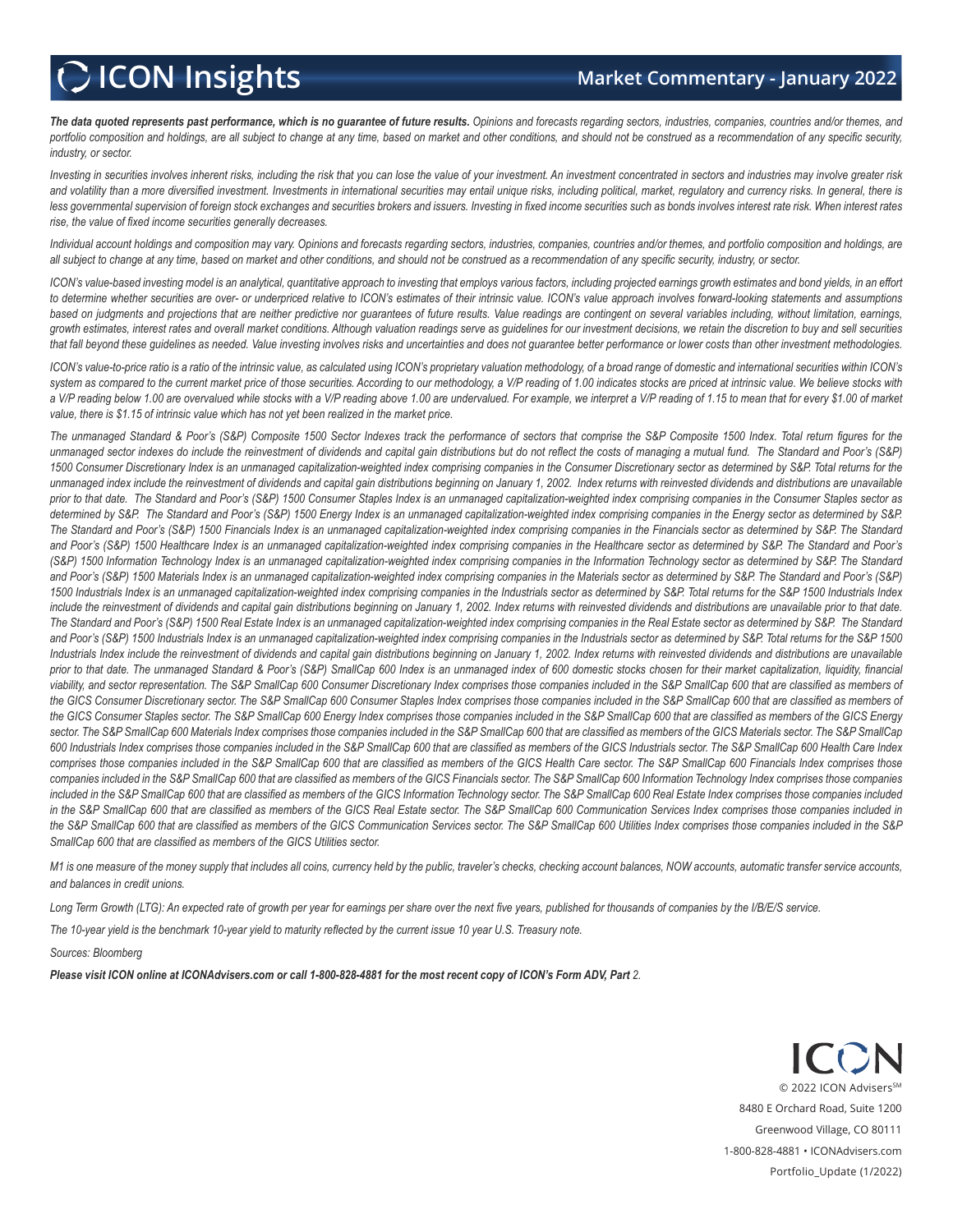***The data quoted represents past performance, which is no guarantee of future results.*** *Opinions and forecasts regarding sectors, industries, companies, countries and/or themes, and portfolio composition and holdings, are all subject to change at any time, based on market and other conditions, and should not be construed as a recommendation of any specific security, industry, or sector.*

*Investing in securities involves inherent risks, including the risk that you can lose the value of your investment. An investment concentrated in sectors and industries may involve greater risk and volatility than a more diversified investment. Investments in international securities may entail unique risks, including political, market, regulatory and currency risks. In general, there is less governmental supervision of foreign stock exchanges and securities brokers and issuers. Investing in fixed income securities such as bonds involves interest rate risk. When interest rates rise, the value of fixed income securities generally decreases.*

*Individual account holdings and composition may vary. Opinions and forecasts regarding sectors, industries, companies, countries and/or themes, and portfolio composition and holdings, are all subject to change at any time, based on market and other conditions, and should not be construed as a recommendation of any specific security, industry, or sector.*

*ICON's value-based investing model is an analytical, quantitative approach to investing that employs various factors, including projected earnings growth estimates and bond yields, in an effort to determine whether securities are over- or underpriced relative to ICON's estimates of their intrinsic value. ICON's value approach involves forward-looking statements and assumptions based on judgments and projections that are neither predictive nor guarantees of future results. Value readings are contingent on several variables including, without limitation, earnings, growth estimates, interest rates and overall market conditions. Although valuation readings serve as guidelines for our investment decisions, we retain the discretion to buy and sell securities that fall beyond these guidelines as needed. Value investing involves risks and uncertainties and does not guarantee better performance or lower costs than other investment methodologies.*

*ICON's value-to-price ratio is a ratio of the intrinsic value, as calculated using ICON's proprietary valuation methodology, of a broad range of domestic and international securities within ICON's system as compared to the current market price of those securities. According to our methodology, a V/P reading of 1.00 indicates stocks are priced at intrinsic value. We believe stocks with a V/P reading below 1.00 are overvalued while stocks with a V/P reading above 1.00 are undervalued. For example, we interpret a V/P reading of 1.15 to mean that for every $1.00 of market value, there is $1.15 of intrinsic value which has not yet been realized in the market price.*

*The unmanaged Standard & Poor's (S&P) Composite 1500 Sector Indexes track the performance of sectors that comprise the S&P Composite 1500 Index. Total return figures for the unmanaged sector indexes do include the reinvestment of dividends and capital gain distributions but do not reflect the costs of managing a mutual fund. The Standard and Poor's (S&P) 1500 Consumer Discretionary Index is an unmanaged capitalization-weighted index comprising companies in the Consumer Discretionary sector as determined by S&P. Total returns for the unmanaged index include the reinvestment of dividends and capital gain distributions beginning on January 1, 2002. Index returns with reinvested dividends and distributions are unavailable prior to that date. The Standard and Poor's (S&P) 1500 Consumer Staples Index is an unmanaged capitalization-weighted index comprising companies in the Consumer Staples sector as determined by S&P. The Standard and Poor's (S&P) 1500 Energy Index is an unmanaged capitalization-weighted index comprising companies in the Energy sector as determined by S&P. The Standard and Poor's (S&P) 1500 Financials Index is an unmanaged capitalization-weighted index comprising companies in the Financials sector as determined by S&P. The Standard and Poor's (S&P) 1500 Healthcare Index is an unmanaged capitalization-weighted index comprising companies in the Healthcare sector as determined by S&P. The Standard and Poor's (S&P) 1500 Information Technology Index is an unmanaged capitalization-weighted index comprising companies in the Information Technology sector as determined by S&P. The Standard and Poor's (S&P) 1500 Materials Index is an unmanaged capitalization-weighted index comprising companies in the Materials sector as determined by S&P. The Standard and Poor's (S&P) 1500 Industrials Index is an unmanaged capitalization-weighted index comprising companies in the Industrials sector as determined by S&P. Total returns for the S&P 1500 Industrials Index include the reinvestment of dividends and capital gain distributions beginning on January 1, 2002. Index returns with reinvested dividends and distributions are unavailable prior to that date. The Standard and Poor's (S&P) 1500 Real Estate Index is an unmanaged capitalization-weighted index comprising companies in the Real Estate sector as determined by S&P. The Standard and Poor's (S&P) 1500 Industrials Index is an unmanaged capitalization-weighted index comprising companies in the Industrials sector as determined by S&P. Total returns for the S&P 1500 Industrials Index include the reinvestment of dividends and capital gain distributions beginning on January 1, 2002. Index returns with reinvested dividends and distributions are unavailable prior to that date. The unmanaged Standard & Poor's (S&P) SmallCap 600 Index is an unmanaged index of 600 domestic stocks chosen for their market capitalization, liquidity, financial viability, and sector representation. The S&P SmallCap 600 Consumer Discretionary Index comprises those companies included in the S&P SmallCap 600 that are classified as members of the GICS Consumer Discretionary sector. The S&P SmallCap 600 Consumer Staples Index comprises those companies included in the S&P SmallCap 600 that are classified as members of the GICS Consumer Staples sector. The S&P SmallCap 600 Energy Index comprises those companies included in the S&P SmallCap 600 that are classified as members of the GICS Energy sector. The S&P SmallCap 600 Materials Index comprises those companies included in the S&P SmallCap 600 that are classified as members of the GICS Materials sector. The S&P SmallCap 600 Industrials Index comprises those companies included in the S&P SmallCap 600 that are classified as members of the GICS Industrials sector. The S&P SmallCap 600 Health Care Index comprises those companies included in the S&P SmallCap 600 that are classified as members of the GICS Health Care sector. The S&P SmallCap 600 Financials Index comprises those companies included in the S&P SmallCap 600 that are classified as members of the GICS Financials sector. The S&P SmallCap 600 Information Technology Index comprises those companies included in the S&P SmallCap 600 that are classified as members of the GICS Information Technology sector. The S&P SmallCap 600 Real Estate Index comprises those companies included in the S&P SmallCap 600 that are classified as members of the GICS Real Estate sector. The S&P SmallCap 600 Communication Services Index comprises those companies included in the S&P SmallCap 600 that are classified as members of the GICS Communication Services sector. The S&P SmallCap 600 Utilities Index comprises those companies included in the S&P SmallCap 600 that are classified as members of the GICS Utilities sector.*

*M1 is one measure of the money supply that includes all coins, currency held by the public, traveler's checks, checking account balances, NOW accounts, automatic transfer service accounts, and balances in credit unions.*

*Long Term Growth (LTG): An expected rate of growth per year for earnings per share over the next five years, published for thousands of companies by the I/B/E/S service.*

*The 10-year yield is the benchmark 10-year yield to maturity reflected by the current issue 10 year U.S. Treasury note.*

*Sources: Bloomberg*

***Please visit ICON online at ICONAdvisers.com or call 1-800-828-4881 for the most recent copy of ICON's Form ADV, Part*** *2.*

ICON

© 2022 ICON Advisers℠

8480 E Orchard Road, Suite 1200

Greenwood Village, CO 80111

1-800-828-4881 • ICONAdvisers.com

Portfolio_Update (1/2022)